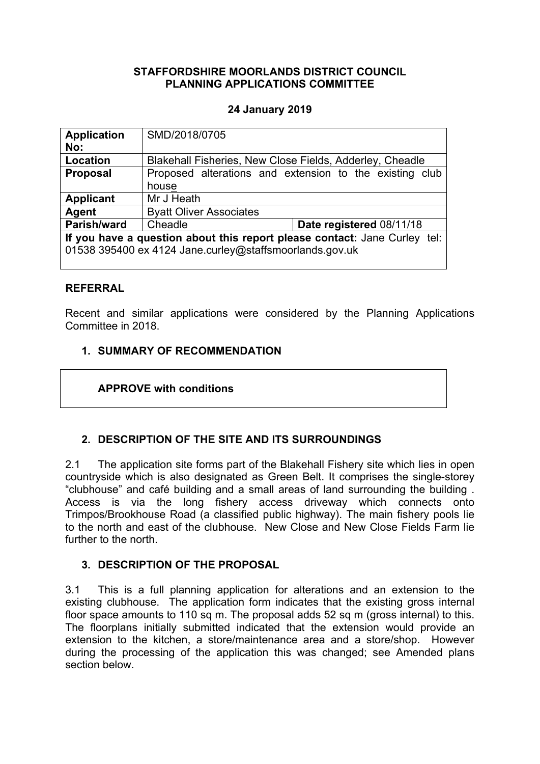**STAFFORDSHIRE MOORLANDS DISTRICT COUNCIL**
**PLANNING APPLICATIONS COMMITTEE**

**24 January 2019**

| **Application No:** | SMD/2018/0705 | |
|---|---|---|
| **Location** | Blakehall Fisheries, New Close Fields, Adderley, Cheadle | |
| **Proposal** | Proposed alterations and extension to the existing club house | |
| **Applicant** | Mr J Heath | |
| **Agent** | Byatt Oliver Associates | |
| **Parish/ward** | Cheadle | **Date registered** 08/11/18 |
| **If you have a question about this report please contact:** Jane Curley tel: 01538 395400 ex 4124 Jane.curley@staffsmoorlands.gov.uk | | |

## REFERRAL

Recent and similar applications were considered by the Planning Applications Committee in 2018.

## 1. SUMMARY OF RECOMMENDATION

**APPROVE with conditions**

## 2. DESCRIPTION OF THE SITE AND ITS SURROUNDINGS

2.1 The application site forms part of the Blakehall Fishery site which lies in open countryside which is also designated as Green Belt. It comprises the single-storey "clubhouse" and café building and a small areas of land surrounding the building . Access is via the long fishery access driveway which connects onto Trimpos/Brookhouse Road (a classified public highway). The main fishery pools lie to the north and east of the clubhouse. New Close and New Close Fields Farm lie further to the north.

## 3. DESCRIPTION OF THE PROPOSAL

3.1 This is a full planning application for alterations and an extension to the existing clubhouse. The application form indicates that the existing gross internal floor space amounts to 110 sq m. The proposal adds 52 sq m (gross internal) to this. The floorplans initially submitted indicated that the extension would provide an extension to the kitchen, a store/maintenance area and a store/shop. However during the processing of the application this was changed; see Amended plans section below.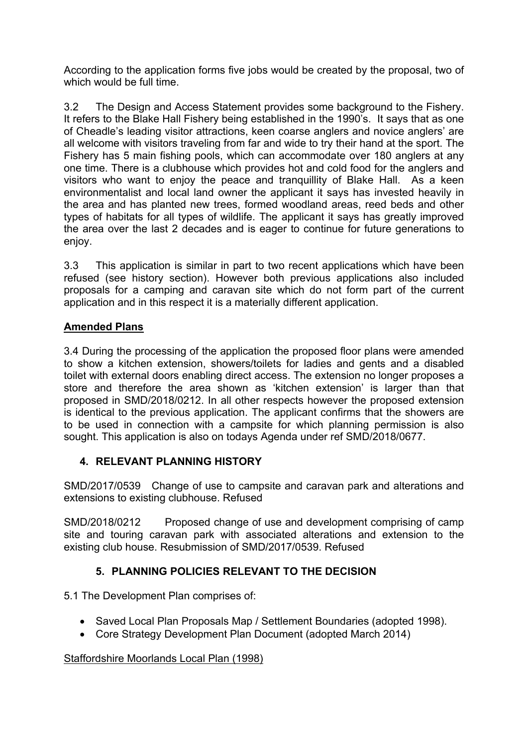According to the application forms five jobs would be created by the proposal, two of which would be full time.

3.2 The Design and Access Statement provides some background to the Fishery. It refers to the Blake Hall Fishery being established in the 1990's. It says that as one of Cheadle's leading visitor attractions, keen coarse anglers and novice anglers' are all welcome with visitors traveling from far and wide to try their hand at the sport. The Fishery has 5 main fishing pools, which can accommodate over 180 anglers at any one time. There is a clubhouse which provides hot and cold food for the anglers and visitors who want to enjoy the peace and tranquillity of Blake Hall. As a keen environmentalist and local land owner the applicant it says has invested heavily in the area and has planted new trees, formed woodland areas, reed beds and other types of habitats for all types of wildlife. The applicant it says has greatly improved the area over the last 2 decades and is eager to continue for future generations to enjoy.

3.3 This application is similar in part to two recent applications which have been refused (see history section). However both previous applications also included proposals for a camping and caravan site which do not form part of the current application and in this respect it is a materially different application.

**Amended Plans**

3.4 During the processing of the application the proposed floor plans were amended to show a kitchen extension, showers/toilets for ladies and gents and a disabled toilet with external doors enabling direct access. The extension no longer proposes a store and therefore the area shown as 'kitchen extension' is larger than that proposed in SMD/2018/0212. In all other respects however the proposed extension is identical to the previous application. The applicant confirms that the showers are to be used in connection with a campsite for which planning permission is also sought. This application is also on todays Agenda under ref SMD/2018/0677.

## 4. RELEVANT PLANNING HISTORY

SMD/2017/0539 Change of use to campsite and caravan park and alterations and extensions to existing clubhouse. Refused

SMD/2018/0212 Proposed change of use and development comprising of camp site and touring caravan park with associated alterations and extension to the existing club house. Resubmission of SMD/2017/0539. Refused

## 5. PLANNING POLICIES RELEVANT TO THE DECISION

5.1 The Development Plan comprises of:

- Saved Local Plan Proposals Map / Settlement Boundaries (adopted 1998).
- Core Strategy Development Plan Document (adopted March 2014)

Staffordshire Moorlands Local Plan (1998)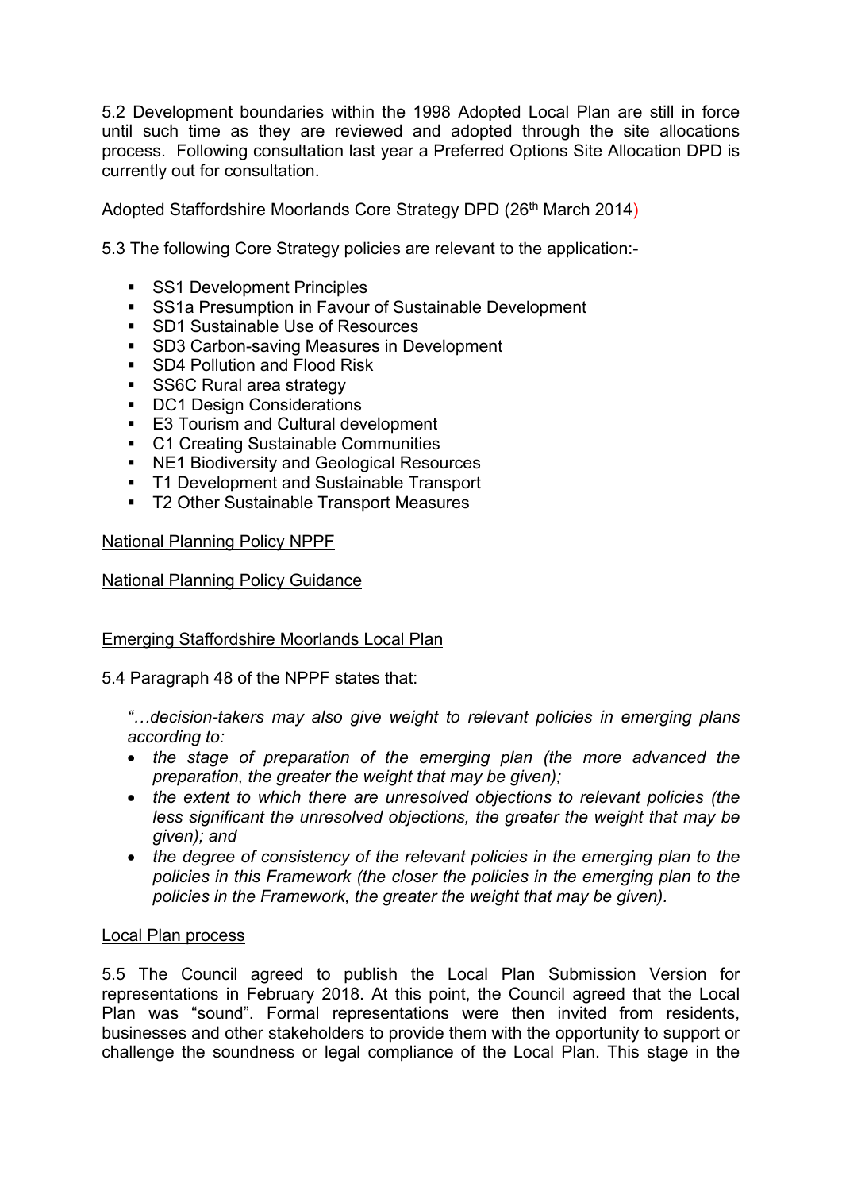5.2 Development boundaries within the 1998 Adopted Local Plan are still in force until such time as they are reviewed and adopted through the site allocations process. Following consultation last year a Preferred Options Site Allocation DPD is currently out for consultation.

Adopted Staffordshire Moorlands Core Strategy DPD (26th March 2014)

5.3 The following Core Strategy policies are relevant to the application:-

- SS1 Development Principles
- SS1a Presumption in Favour of Sustainable Development
- SD1 Sustainable Use of Resources
- SD3 Carbon-saving Measures in Development
- SD4 Pollution and Flood Risk
- SS6C Rural area strategy
- DC1 Design Considerations
- E3 Tourism and Cultural development
- C1 Creating Sustainable Communities
- NE1 Biodiversity and Geological Resources
- T1 Development and Sustainable Transport
- T2 Other Sustainable Transport Measures

National Planning Policy NPPF

National Planning Policy Guidance

Emerging Staffordshire Moorlands Local Plan

5.4 Paragraph 48 of the NPPF states that:

*"…decision-takers may also give weight to relevant policies in emerging plans according to:*

- *the stage of preparation of the emerging plan (the more advanced the preparation, the greater the weight that may be given);*
- *the extent to which there are unresolved objections to relevant policies (the less significant the unresolved objections, the greater the weight that may be given); and*
- *the degree of consistency of the relevant policies in the emerging plan to the policies in this Framework (the closer the policies in the emerging plan to the policies in the Framework, the greater the weight that may be given).*

Local Plan process

5.5 The Council agreed to publish the Local Plan Submission Version for representations in February 2018. At this point, the Council agreed that the Local Plan was "sound". Formal representations were then invited from residents, businesses and other stakeholders to provide them with the opportunity to support or challenge the soundness or legal compliance of the Local Plan. This stage in the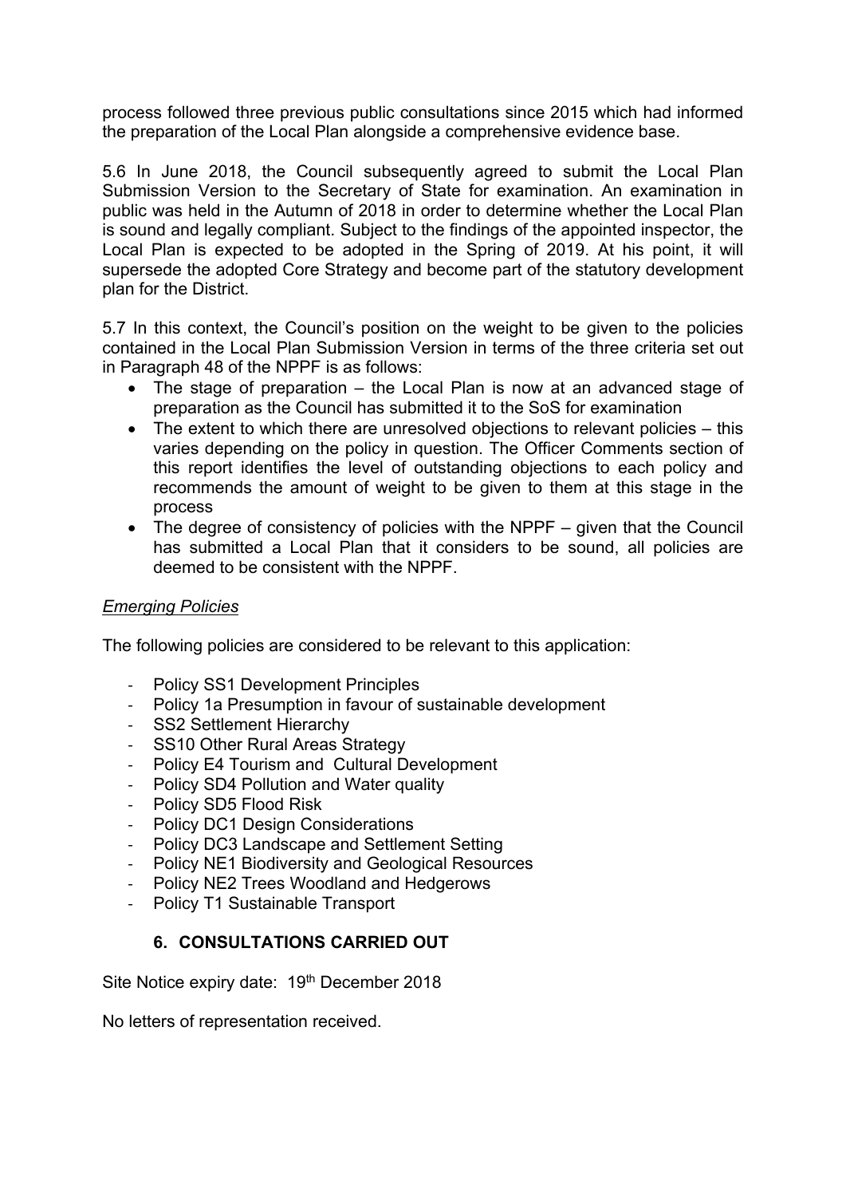process followed three previous public consultations since 2015 which had informed the preparation of the Local Plan alongside a comprehensive evidence base.

5.6 In June 2018, the Council subsequently agreed to submit the Local Plan Submission Version to the Secretary of State for examination. An examination in public was held in the Autumn of 2018 in order to determine whether the Local Plan is sound and legally compliant. Subject to the findings of the appointed inspector, the Local Plan is expected to be adopted in the Spring of 2019. At his point, it will supersede the adopted Core Strategy and become part of the statutory development plan for the District.

5.7 In this context, the Council's position on the weight to be given to the policies contained in the Local Plan Submission Version in terms of the three criteria set out in Paragraph 48 of the NPPF is as follows:

- The stage of preparation – the Local Plan is now at an advanced stage of preparation as the Council has submitted it to the SoS for examination
- The extent to which there are unresolved objections to relevant policies – this varies depending on the policy in question. The Officer Comments section of this report identifies the level of outstanding objections to each policy and recommends the amount of weight to be given to them at this stage in the process
- The degree of consistency of policies with the NPPF – given that the Council has submitted a Local Plan that it considers to be sound, all policies are deemed to be consistent with the NPPF.

*Emerging Policies*

The following policies are considered to be relevant to this application:

- Policy SS1 Development Principles
- Policy 1a Presumption in favour of sustainable development
- SS2 Settlement Hierarchy
- SS10 Other Rural Areas Strategy
- Policy E4 Tourism and Cultural Development
- Policy SD4 Pollution and Water quality
- Policy SD5 Flood Risk
- Policy DC1 Design Considerations
- Policy DC3 Landscape and Settlement Setting
- Policy NE1 Biodiversity and Geological Resources
- Policy NE2 Trees Woodland and Hedgerows
- Policy T1 Sustainable Transport

## 6. CONSULTATIONS CARRIED OUT

Site Notice expiry date: 19th December 2018

No letters of representation received.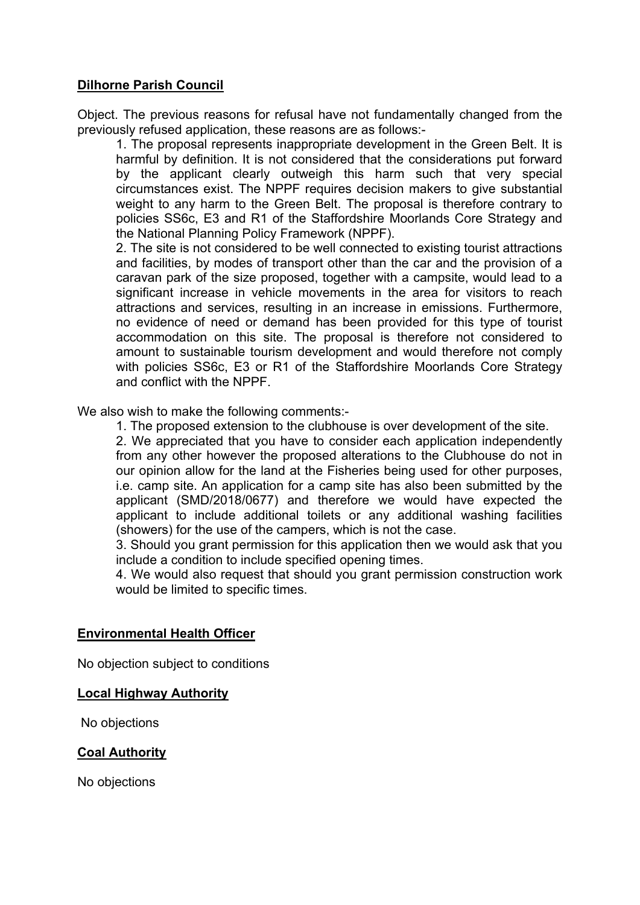**Dilhorne Parish Council**

Object. The previous reasons for refusal have not fundamentally changed from the previously refused application, these reasons are as follows:-

1. The proposal represents inappropriate development in the Green Belt. It is harmful by definition. It is not considered that the considerations put forward by the applicant clearly outweigh this harm such that very special circumstances exist. The NPPF requires decision makers to give substantial weight to any harm to the Green Belt. The proposal is therefore contrary to policies SS6c, E3 and R1 of the Staffordshire Moorlands Core Strategy and the National Planning Policy Framework (NPPF).
2. The site is not considered to be well connected to existing tourist attractions and facilities, by modes of transport other than the car and the provision of a caravan park of the size proposed, together with a campsite, would lead to a significant increase in vehicle movements in the area for visitors to reach attractions and services, resulting in an increase in emissions. Furthermore, no evidence of need or demand has been provided for this type of tourist accommodation on this site. The proposal is therefore not considered to amount to sustainable tourism development and would therefore not comply with policies SS6c, E3 or R1 of the Staffordshire Moorlands Core Strategy and conflict with the NPPF.

We also wish to make the following comments:-

1. The proposed extension to the clubhouse is over development of the site.
2. We appreciated that you have to consider each application independently from any other however the proposed alterations to the Clubhouse do not in our opinion allow for the land at the Fisheries being used for other purposes, i.e. camp site. An application for a camp site has also been submitted by the applicant (SMD/2018/0677) and therefore we would have expected the applicant to include additional toilets or any additional washing facilities (showers) for the use of the campers, which is not the case.
3. Should you grant permission for this application then we would ask that you include a condition to include specified opening times.
4. We would also request that should you grant permission construction work would be limited to specific times.

**Environmental Health Officer**

No objection subject to conditions

**Local Highway Authority**

No objections

**Coal Authority**

No objections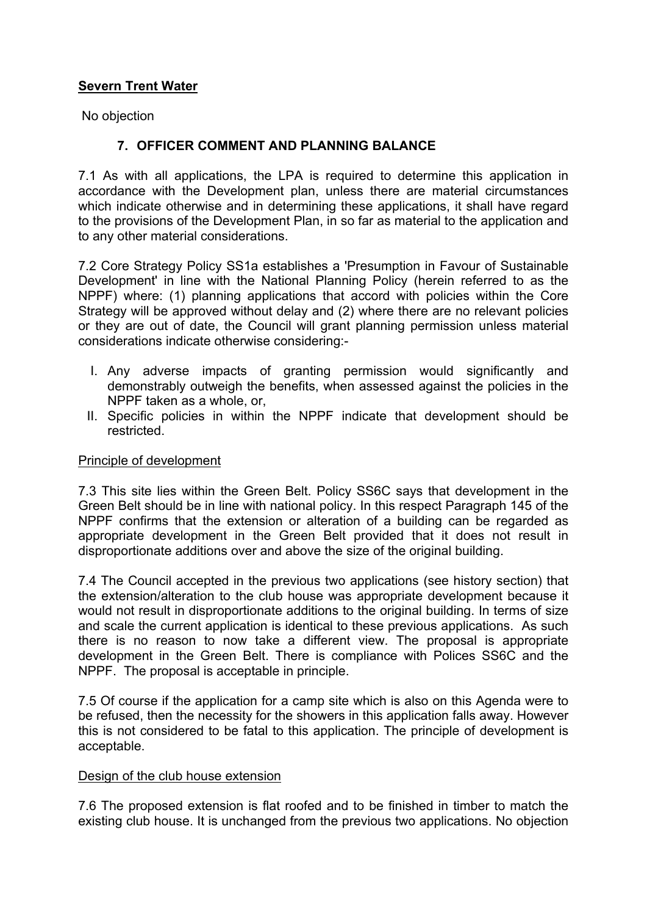**Severn Trent Water**

No objection

## 7. OFFICER COMMENT AND PLANNING BALANCE

7.1 As with all applications, the LPA is required to determine this application in accordance with the Development plan, unless there are material circumstances which indicate otherwise and in determining these applications, it shall have regard to the provisions of the Development Plan, in so far as material to the application and to any other material considerations.

7.2 Core Strategy Policy SS1a establishes a 'Presumption in Favour of Sustainable Development' in line with the National Planning Policy (herein referred to as the NPPF) where: (1) planning applications that accord with policies within the Core Strategy will be approved without delay and (2) where there are no relevant policies or they are out of date, the Council will grant planning permission unless material considerations indicate otherwise considering:-

I. Any adverse impacts of granting permission would significantly and demonstrably outweigh the benefits, when assessed against the policies in the NPPF taken as a whole, or,
II. Specific policies in within the NPPF indicate that development should be restricted.

Principle of development

7.3 This site lies within the Green Belt. Policy SS6C says that development in the Green Belt should be in line with national policy. In this respect Paragraph 145 of the NPPF confirms that the extension or alteration of a building can be regarded as appropriate development in the Green Belt provided that it does not result in disproportionate additions over and above the size of the original building.

7.4 The Council accepted in the previous two applications (see history section) that the extension/alteration to the club house was appropriate development because it would not result in disproportionate additions to the original building. In terms of size and scale the current application is identical to these previous applications. As such there is no reason to now take a different view. The proposal is appropriate development in the Green Belt. There is compliance with Polices SS6C and the NPPF. The proposal is acceptable in principle.

7.5 Of course if the application for a camp site which is also on this Agenda were to be refused, then the necessity for the showers in this application falls away. However this is not considered to be fatal to this application. The principle of development is acceptable.

Design of the club house extension

7.6 The proposed extension is flat roofed and to be finished in timber to match the existing club house. It is unchanged from the previous two applications. No objection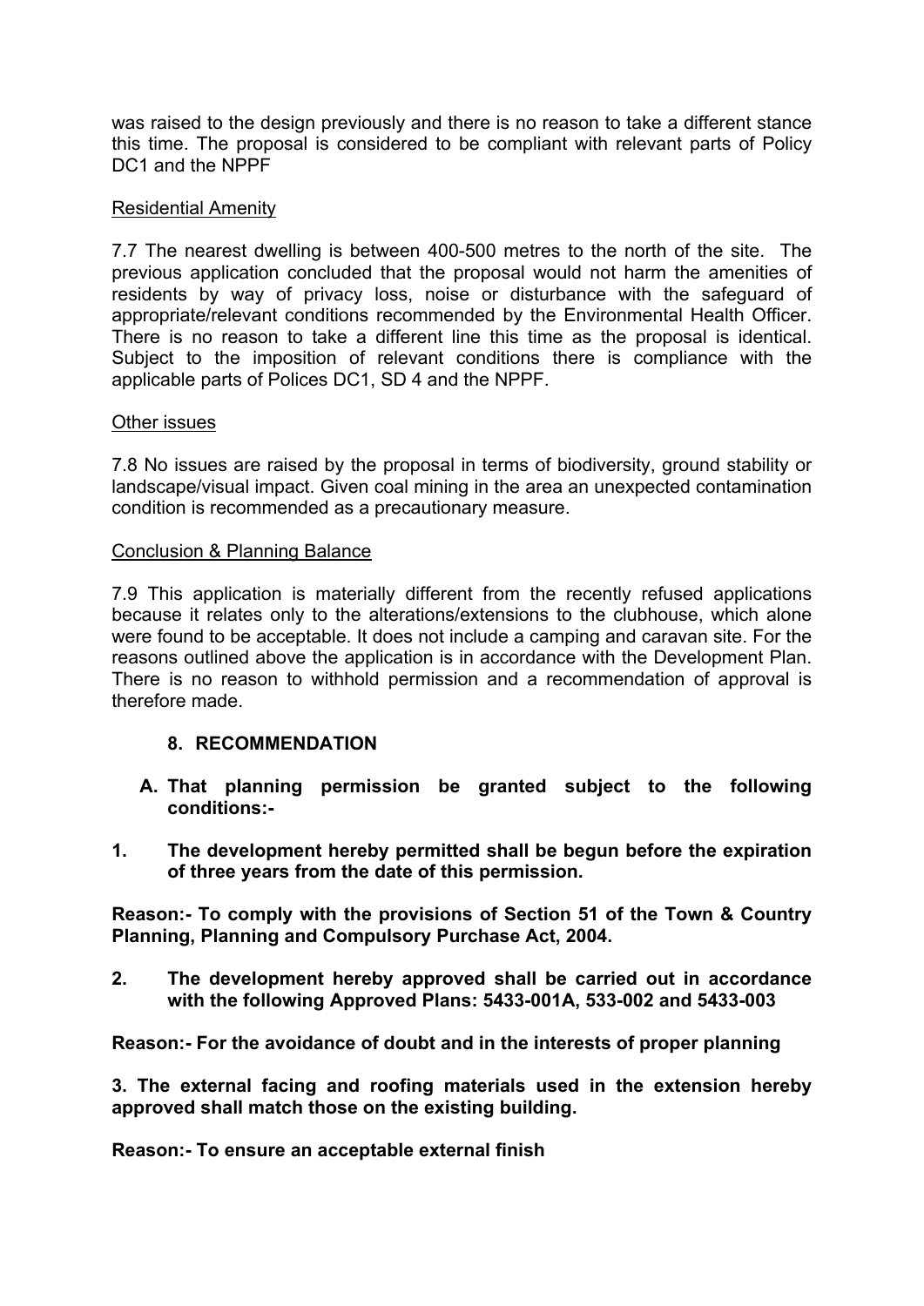was raised to the design previously and there is no reason to take a different stance this time. The proposal is considered to be compliant with relevant parts of Policy DC1 and the NPPF

Residential Amenity

7.7 The nearest dwelling is between 400-500 metres to the north of the site. The previous application concluded that the proposal would not harm the amenities of residents by way of privacy loss, noise or disturbance with the safeguard of appropriate/relevant conditions recommended by the Environmental Health Officer. There is no reason to take a different line this time as the proposal is identical. Subject to the imposition of relevant conditions there is compliance with the applicable parts of Polices DC1, SD 4 and the NPPF.

Other issues

7.8 No issues are raised by the proposal in terms of biodiversity, ground stability or landscape/visual impact. Given coal mining in the area an unexpected contamination condition is recommended as a precautionary measure.

Conclusion & Planning Balance

7.9 This application is materially different from the recently refused applications because it relates only to the alterations/extensions to the clubhouse, which alone were found to be acceptable. It does not include a camping and caravan site. For the reasons outlined above the application is in accordance with the Development Plan. There is no reason to withhold permission and a recommendation of approval is therefore made.

## 8. RECOMMENDATION

**A. That planning permission be granted subject to the following conditions:-**

**1. The development hereby permitted shall be begun before the expiration of three years from the date of this permission.**

**Reason:- To comply with the provisions of Section 51 of the Town & Country Planning, Planning and Compulsory Purchase Act, 2004.**

**2. The development hereby approved shall be carried out in accordance with the following Approved Plans: 5433-001A, 533-002 and 5433-003**

**Reason:- For the avoidance of doubt and in the interests of proper planning**

**3. The external facing and roofing materials used in the extension hereby approved shall match those on the existing building.**

**Reason:- To ensure an acceptable external finish**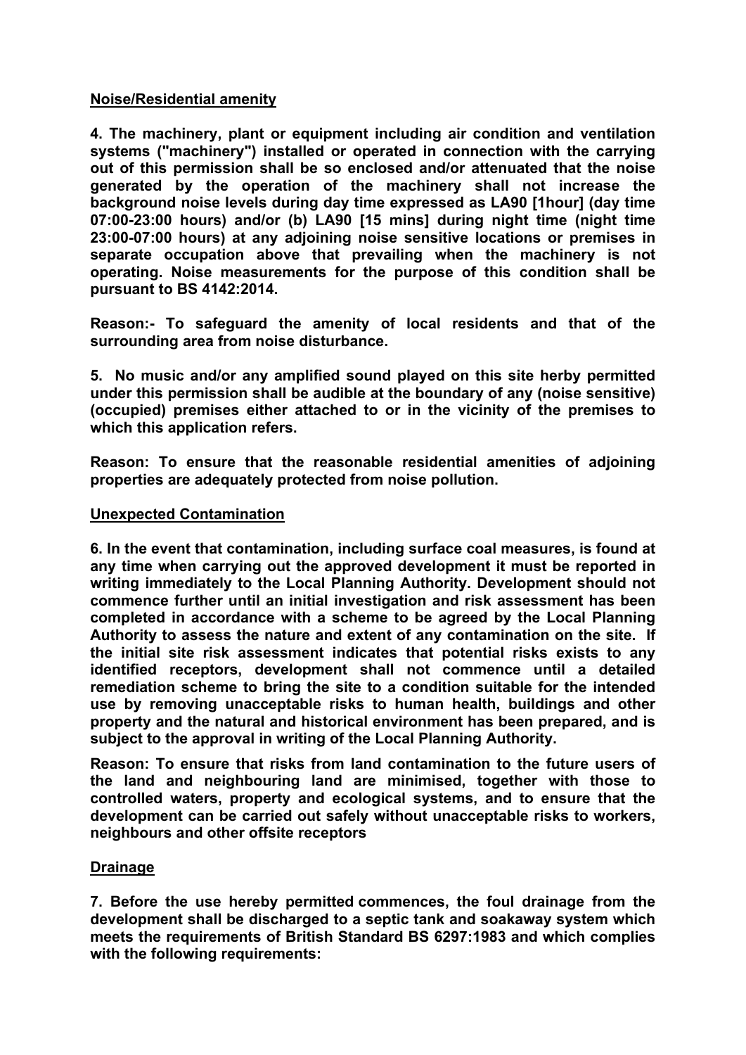## Noise/Residential amenity

**4. The machinery, plant or equipment including air condition and ventilation systems ("machinery") installed or operated in connection with the carrying out of this permission shall be so enclosed and/or attenuated that the noise generated by the operation of the machinery shall not increase the background noise levels during day time expressed as LA90 [1hour] (day time 07:00-23:00 hours) and/or (b) LA90 [15 mins] during night time (night time 23:00-07:00 hours) at any adjoining noise sensitive locations or premises in separate occupation above that prevailing when the machinery is not operating. Noise measurements for the purpose of this condition shall be pursuant to BS 4142:2014.**

**Reason:- To safeguard the amenity of local residents and that of the surrounding area from noise disturbance.**

**5. No music and/or any amplified sound played on this site herby permitted under this permission shall be audible at the boundary of any (noise sensitive) (occupied) premises either attached to or in the vicinity of the premises to which this application refers.**

**Reason: To ensure that the reasonable residential amenities of adjoining properties are adequately protected from noise pollution.**

## Unexpected Contamination

**6. In the event that contamination, including surface coal measures, is found at any time when carrying out the approved development it must be reported in writing immediately to the Local Planning Authority. Development should not commence further until an initial investigation and risk assessment has been completed in accordance with a scheme to be agreed by the Local Planning Authority to assess the nature and extent of any contamination on the site. If the initial site risk assessment indicates that potential risks exists to any identified receptors, development shall not commence until a detailed remediation scheme to bring the site to a condition suitable for the intended use by removing unacceptable risks to human health, buildings and other property and the natural and historical environment has been prepared, and is subject to the approval in writing of the Local Planning Authority.**

**Reason: To ensure that risks from land contamination to the future users of the land and neighbouring land are minimised, together with those to controlled waters, property and ecological systems, and to ensure that the development can be carried out safely without unacceptable risks to workers, neighbours and other offsite receptors**

## Drainage

**7. Before the use hereby permitted commences, the foul drainage from the development shall be discharged to a septic tank and soakaway system which meets the requirements of British Standard BS 6297:1983 and which complies with the following requirements:**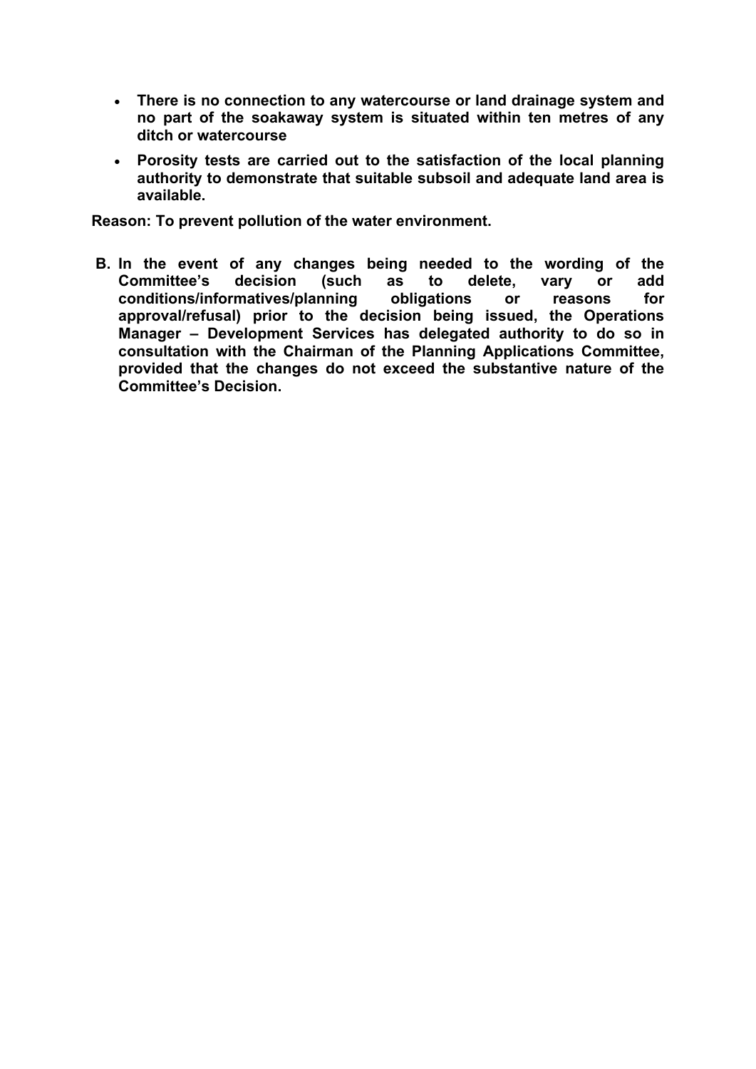- **There is no connection to any watercourse or land drainage system and no part of the soakaway system is situated within ten metres of any ditch or watercourse**
- **Porosity tests are carried out to the satisfaction of the local planning authority to demonstrate that suitable subsoil and adequate land area is available.**

**Reason: To prevent pollution of the water environment.**

**B. In the event of any changes being needed to the wording of the Committee's decision (such as to delete, vary or add conditions/informatives/planning obligations or reasons for approval/refusal) prior to the decision being issued, the Operations Manager – Development Services has delegated authority to do so in consultation with the Chairman of the Planning Applications Committee, provided that the changes do not exceed the substantive nature of the Committee's Decision.**